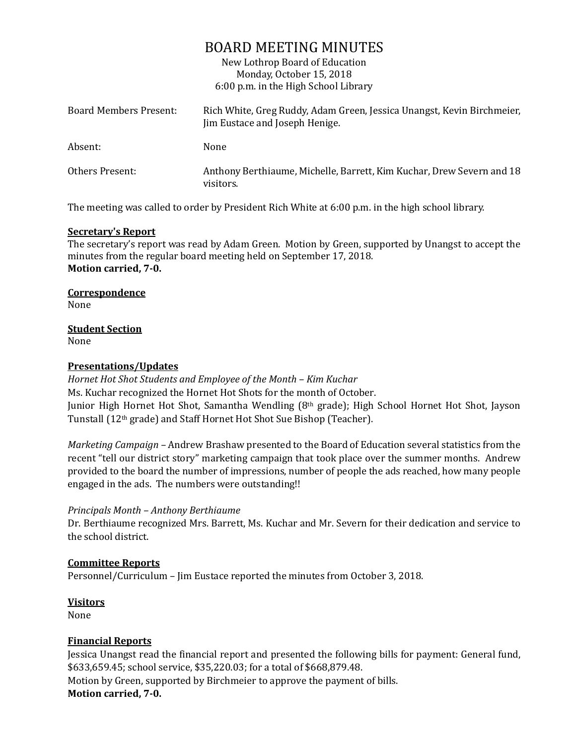# BOARD MEETING MINUTES

New Lothrop Board of Education
Monday, October 15, 2018
6:00 p.m. in the High School Library

| | |
|---|---|
| Board Members Present: | Rich White, Greg Ruddy, Adam Green, Jessica Unangst, Kevin Birchmeier, Jim Eustace and Joseph Henige. |
| Absent: | None |
| Others Present: | Anthony Berthiaume, Michelle, Barrett, Kim Kuchar, Drew Severn and 18 visitors. |

The meeting was called to order by President Rich White at 6:00 p.m. in the high school library.

**Secretary's Report**

The secretary's report was read by Adam Green. Motion by Green, supported by Unangst to accept the minutes from the regular board meeting held on September 17, 2018.
**Motion carried, 7-0.**

**Correspondence**

None

**Student Section**

None

**Presentations/Updates**

*Hornet Hot Shot Students and Employee of the Month – Kim Kuchar*
Ms. Kuchar recognized the Hornet Hot Shots for the month of October.
Junior High Hornet Hot Shot, Samantha Wendling (8th grade); High School Hornet Hot Shot, Jayson Tunstall (12th grade) and Staff Hornet Hot Shot Sue Bishop (Teacher).

*Marketing Campaign* – Andrew Brashaw presented to the Board of Education several statistics from the recent "tell our district story" marketing campaign that took place over the summer months. Andrew provided to the board the number of impressions, number of people the ads reached, how many people engaged in the ads. The numbers were outstanding!!

*Principals Month – Anthony Berthiaume*
Dr. Berthiaume recognized Mrs. Barrett, Ms. Kuchar and Mr. Severn for their dedication and service to the school district.

**Committee Reports**

Personnel/Curriculum – Jim Eustace reported the minutes from October 3, 2018.

**Visitors**

None

**Financial Reports**

Jessica Unangst read the financial report and presented the following bills for payment: General fund, $633,659.45; school service, $35,220.03; for a total of $668,879.48.
Motion by Green, supported by Birchmeier to approve the payment of bills.
**Motion carried, 7-0.**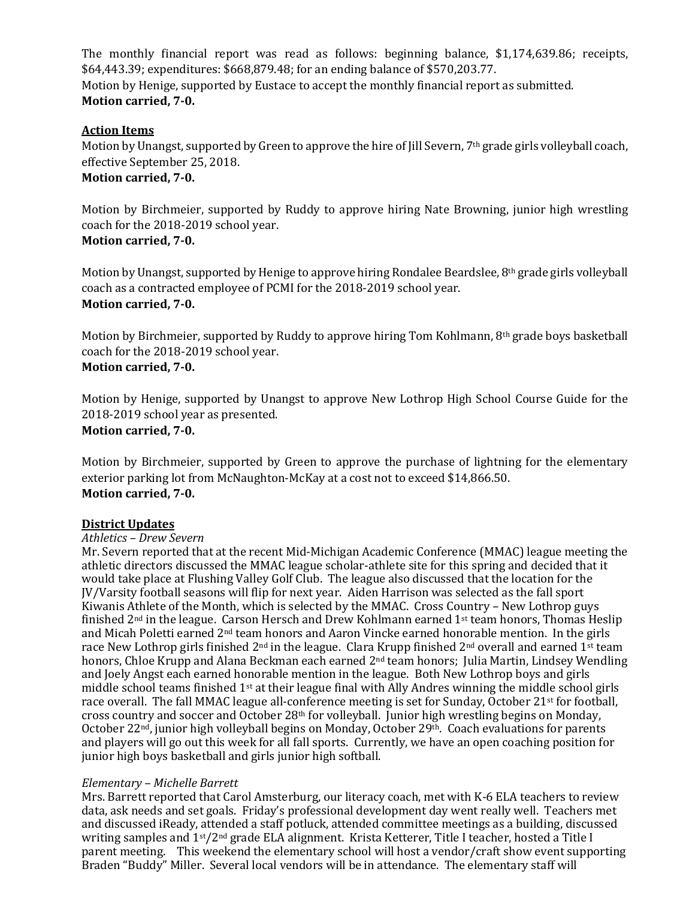The monthly financial report was read as follows: beginning balance, $1,174,639.86; receipts, $64,443.39; expenditures: $668,879.48; for an ending balance of $570,203.77.
Motion by Henige, supported by Eustace to accept the monthly financial report as submitted.
**Motion carried, 7-0.**

**Action Items**

Motion by Unangst, supported by Green to approve the hire of Jill Severn, 7th grade girls volleyball coach, effective September 25, 2018.
**Motion carried, 7-0.**

Motion by Birchmeier, supported by Ruddy to approve hiring Nate Browning, junior high wrestling coach for the 2018-2019 school year.
**Motion carried, 7-0.**

Motion by Unangst, supported by Henige to approve hiring Rondalee Beardslee, 8th grade girls volleyball coach as a contracted employee of PCMI for the 2018-2019 school year.
**Motion carried, 7-0.**

Motion by Birchmeier, supported by Ruddy to approve hiring Tom Kohlmann, 8th grade boys basketball coach for the 2018-2019 school year.
**Motion carried, 7-0.**

Motion by Henige, supported by Unangst to approve New Lothrop High School Course Guide for the 2018-2019 school year as presented.
**Motion carried, 7-0.**

Motion by Birchmeier, supported by Green to approve the purchase of lightning for the elementary exterior parking lot from McNaughton-McKay at a cost not to exceed $14,866.50.
**Motion carried, 7-0.**

**District Updates**

*Athletics – Drew Severn*

Mr. Severn reported that at the recent Mid-Michigan Academic Conference (MMAC) league meeting the athletic directors discussed the MMAC league scholar-athlete site for this spring and decided that it would take place at Flushing Valley Golf Club. The league also discussed that the location for the JV/Varsity football seasons will flip for next year. Aiden Harrison was selected as the fall sport Kiwanis Athlete of the Month, which is selected by the MMAC. Cross Country – New Lothrop guys finished 2nd in the league. Carson Hersch and Drew Kohlmann earned 1st team honors, Thomas Heslip and Micah Poletti earned 2nd team honors and Aaron Vincke earned honorable mention. In the girls race New Lothrop girls finished 2nd in the league. Clara Krupp finished 2nd overall and earned 1st team honors, Chloe Krupp and Alana Beckman each earned 2nd team honors; Julia Martin, Lindsey Wendling and Joely Angst each earned honorable mention in the league. Both New Lothrop boys and girls middle school teams finished 1st at their league final with Ally Andres winning the middle school girls race overall. The fall MMAC league all-conference meeting is set for Sunday, October 21st for football, cross country and soccer and October 28th for volleyball. Junior high wrestling begins on Monday, October 22nd, junior high volleyball begins on Monday, October 29th. Coach evaluations for parents and players will go out this week for all fall sports. Currently, we have an open coaching position for junior high boys basketball and girls junior high softball.

*Elementary – Michelle Barrett*

Mrs. Barrett reported that Carol Amsterburg, our literacy coach, met with K-6 ELA teachers to review data, ask needs and set goals. Friday's professional development day went really well. Teachers met and discussed iReady, attended a staff potluck, attended committee meetings as a building, discussed writing samples and 1st/2nd grade ELA alignment. Krista Ketterer, Title I teacher, hosted a Title I parent meeting. This weekend the elementary school will host a vendor/craft show event supporting Braden "Buddy" Miller. Several local vendors will be in attendance. The elementary staff will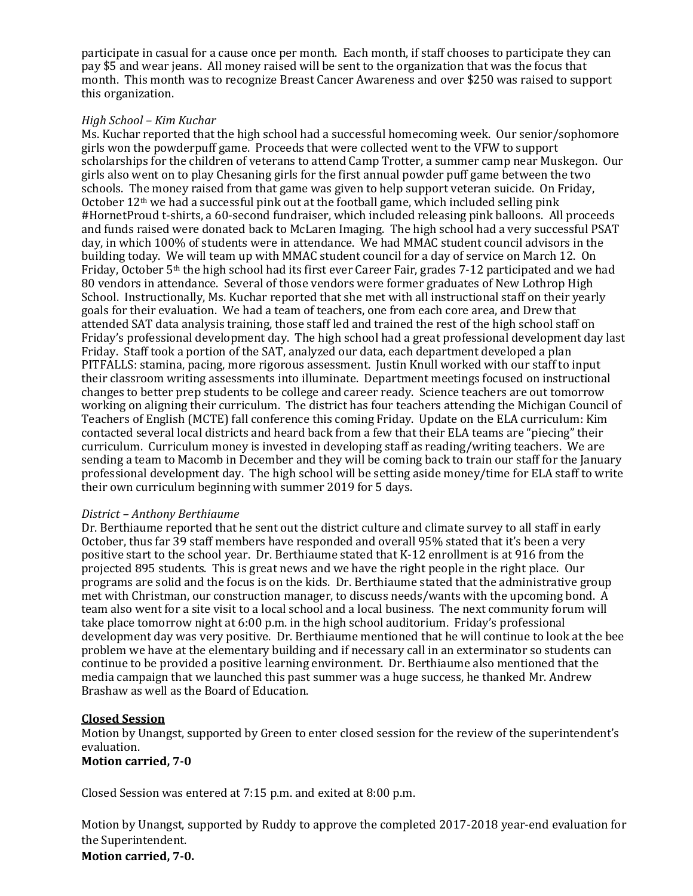participate in casual for a cause once per month. Each month, if staff chooses to participate they can pay $5 and wear jeans. All money raised will be sent to the organization that was the focus that month. This month was to recognize Breast Cancer Awareness and over $250 was raised to support this organization.

*High School – Kim Kuchar*

Ms. Kuchar reported that the high school had a successful homecoming week. Our senior/sophomore girls won the powderpuff game. Proceeds that were collected went to the VFW to support scholarships for the children of veterans to attend Camp Trotter, a summer camp near Muskegon. Our girls also went on to play Chesaning girls for the first annual powder puff game between the two schools. The money raised from that game was given to help support veteran suicide. On Friday, October 12th we had a successful pink out at the football game, which included selling pink #HornetProud t-shirts, a 60-second fundraiser, which included releasing pink balloons. All proceeds and funds raised were donated back to McLaren Imaging. The high school had a very successful PSAT day, in which 100% of students were in attendance. We had MMAC student council advisors in the building today. We will team up with MMAC student council for a day of service on March 12. On Friday, October 5th the high school had its first ever Career Fair, grades 7-12 participated and we had 80 vendors in attendance. Several of those vendors were former graduates of New Lothrop High School. Instructionally, Ms. Kuchar reported that she met with all instructional staff on their yearly goals for their evaluation. We had a team of teachers, one from each core area, and Drew that attended SAT data analysis training, those staff led and trained the rest of the high school staff on Friday's professional development day. The high school had a great professional development day last Friday. Staff took a portion of the SAT, analyzed our data, each department developed a plan PITFALLS: stamina, pacing, more rigorous assessment. Justin Knull worked with our staff to input their classroom writing assessments into illuminate. Department meetings focused on instructional changes to better prep students to be college and career ready. Science teachers are out tomorrow working on aligning their curriculum. The district has four teachers attending the Michigan Council of Teachers of English (MCTE) fall conference this coming Friday. Update on the ELA curriculum: Kim contacted several local districts and heard back from a few that their ELA teams are "piecing" their curriculum. Curriculum money is invested in developing staff as reading/writing teachers. We are sending a team to Macomb in December and they will be coming back to train our staff for the January professional development day. The high school will be setting aside money/time for ELA staff to write their own curriculum beginning with summer 2019 for 5 days.

*District – Anthony Berthiaume*

Dr. Berthiaume reported that he sent out the district culture and climate survey to all staff in early October, thus far 39 staff members have responded and overall 95% stated that it's been a very positive start to the school year. Dr. Berthiaume stated that K-12 enrollment is at 916 from the projected 895 students. This is great news and we have the right people in the right place. Our programs are solid and the focus is on the kids. Dr. Berthiaume stated that the administrative group met with Christman, our construction manager, to discuss needs/wants with the upcoming bond. A team also went for a site visit to a local school and a local business. The next community forum will take place tomorrow night at 6:00 p.m. in the high school auditorium. Friday's professional development day was very positive. Dr. Berthiaume mentioned that he will continue to look at the bee problem we have at the elementary building and if necessary call in an exterminator so students can continue to be provided a positive learning environment. Dr. Berthiaume also mentioned that the media campaign that we launched this past summer was a huge success, he thanked Mr. Andrew Brashaw as well as the Board of Education.

**Closed Session**

Motion by Unangst, supported by Green to enter closed session for the review of the superintendent's evaluation.

**Motion carried, 7-0**

Closed Session was entered at 7:15 p.m. and exited at 8:00 p.m.

Motion by Unangst, supported by Ruddy to approve the completed 2017-2018 year-end evaluation for the Superintendent.

**Motion carried, 7-0.**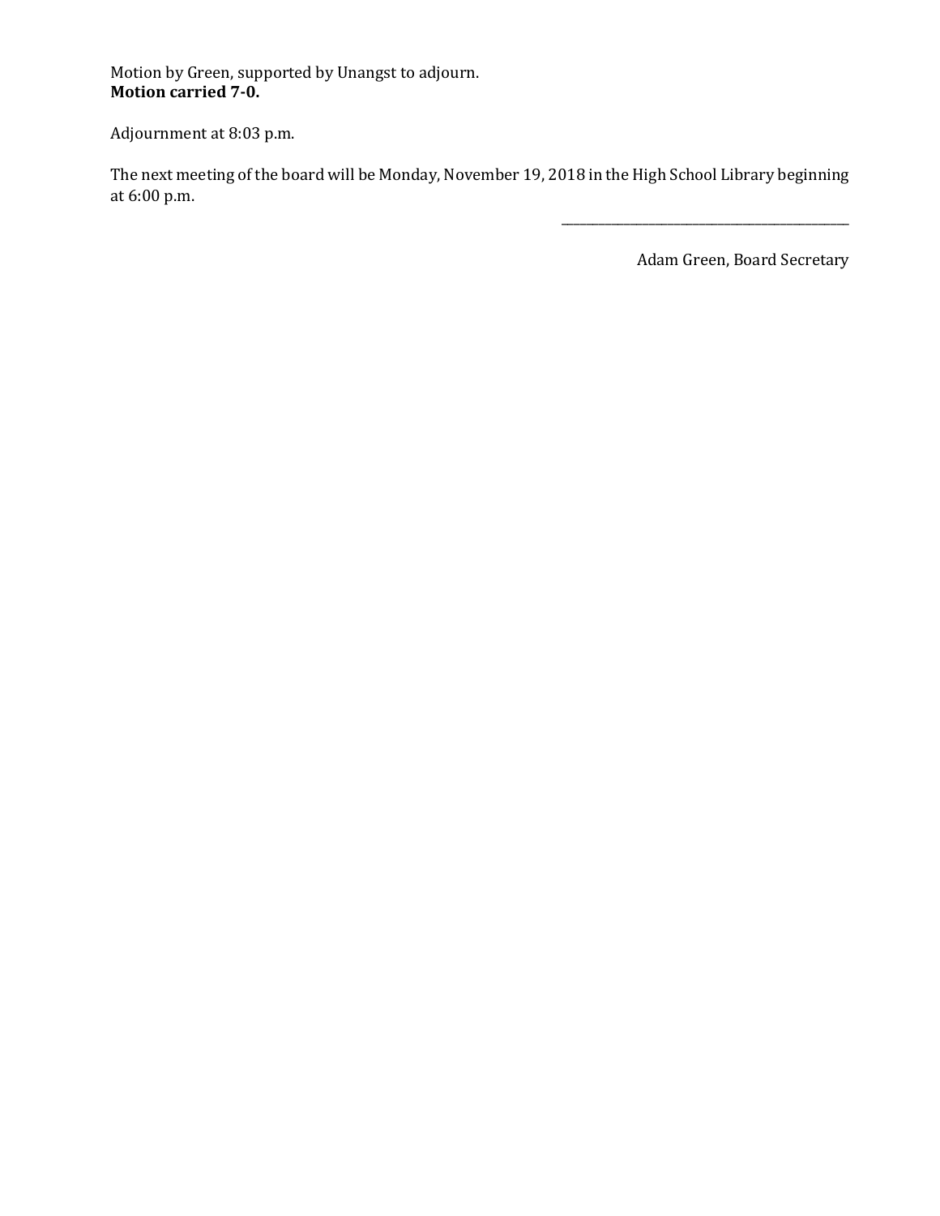Motion by Green, supported by Unangst to adjourn.
**Motion carried 7-0.**

Adjournment at 8:03 p.m.

The next meeting of the board will be Monday, November 19, 2018 in the High School Library beginning at 6:00 p.m.

_______________________________________________

Adam Green, Board Secretary